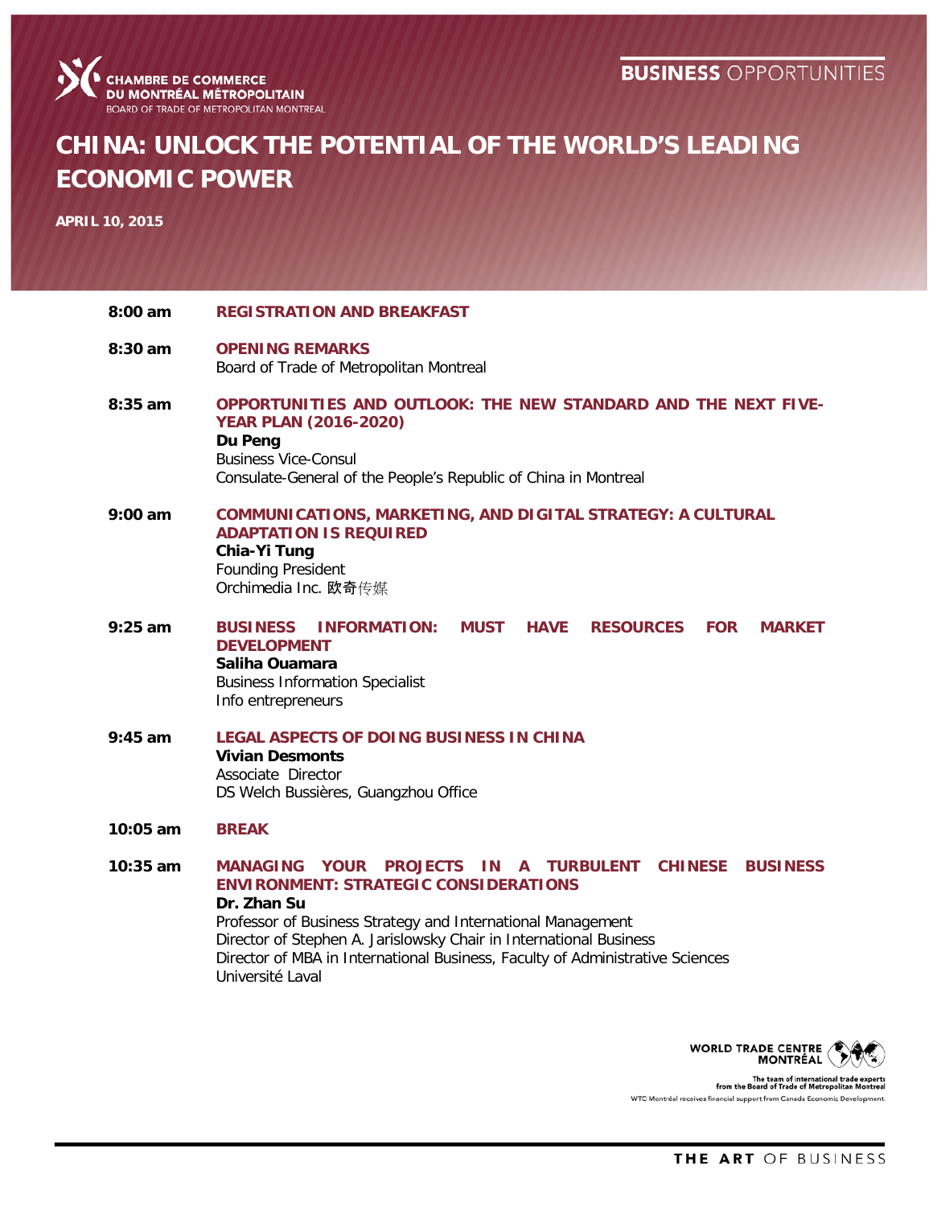CHAMBRE DE COMMERCE DU MONTRÉAL MÉTROPOLITAIN
BOARD OF TRADE OF METROPOLITAN MONTREAL

**BUSINESS** OPPORTUNITIES

# CHINA: UNLOCK THE POTENTIAL OF THE WORLD'S LEADING ECONOMIC POWER

**APRIL 10, 2015**

**8:00 am** — **REGISTRATION AND BREAKFAST**

**8:30 am** — **OPENING REMARKS**
Board of Trade of Metropolitan Montreal

**8:35 am** — **OPPORTUNITIES AND OUTLOOK: THE NEW STANDARD AND THE NEXT FIVE-YEAR PLAN (2016-2020)**
**Du Peng**
Business Vice-Consul
Consulate-General of the People's Republic of China in Montreal

**9:00 am** — **COMMUNICATIONS, MARKETING, AND DIGITAL STRATEGY: A CULTURAL ADAPTATION IS REQUIRED**
**Chia-Yi Tung**
Founding President
Orchimedia Inc. 欧奇传媒

**9:25 am** — **BUSINESS INFORMATION: MUST HAVE RESOURCES FOR MARKET DEVELOPMENT**
**Saliha Ouamara**
Business Information Specialist
Info entrepreneurs

**9:45 am** — **LEGAL ASPECTS OF DOING BUSINESS IN CHINA**
**Vivian Desmonts**
Associate Director
DS Welch Bussières, Guangzhou Office

**10:05 am** — **BREAK**

**10:35 am** — **MANAGING YOUR PROJECTS IN A TURBULENT CHINESE BUSINESS ENVIRONMENT: STRATEGIC CONSIDERATIONS**
**Dr. Zhan Su**
Professor of Business Strategy and International Management
Director of Stephen A. Jarislowsky Chair in International Business
Director of MBA in International Business, Faculty of Administrative Sciences
Université Laval

WORLD TRADE CENTRE MONTRÉAL
The team of international trade experts from the Board of Trade of Metropolitan Montreal
WTC Montréal receives financial support from Canada Economic Development.

**THE ART** OF BUSINESS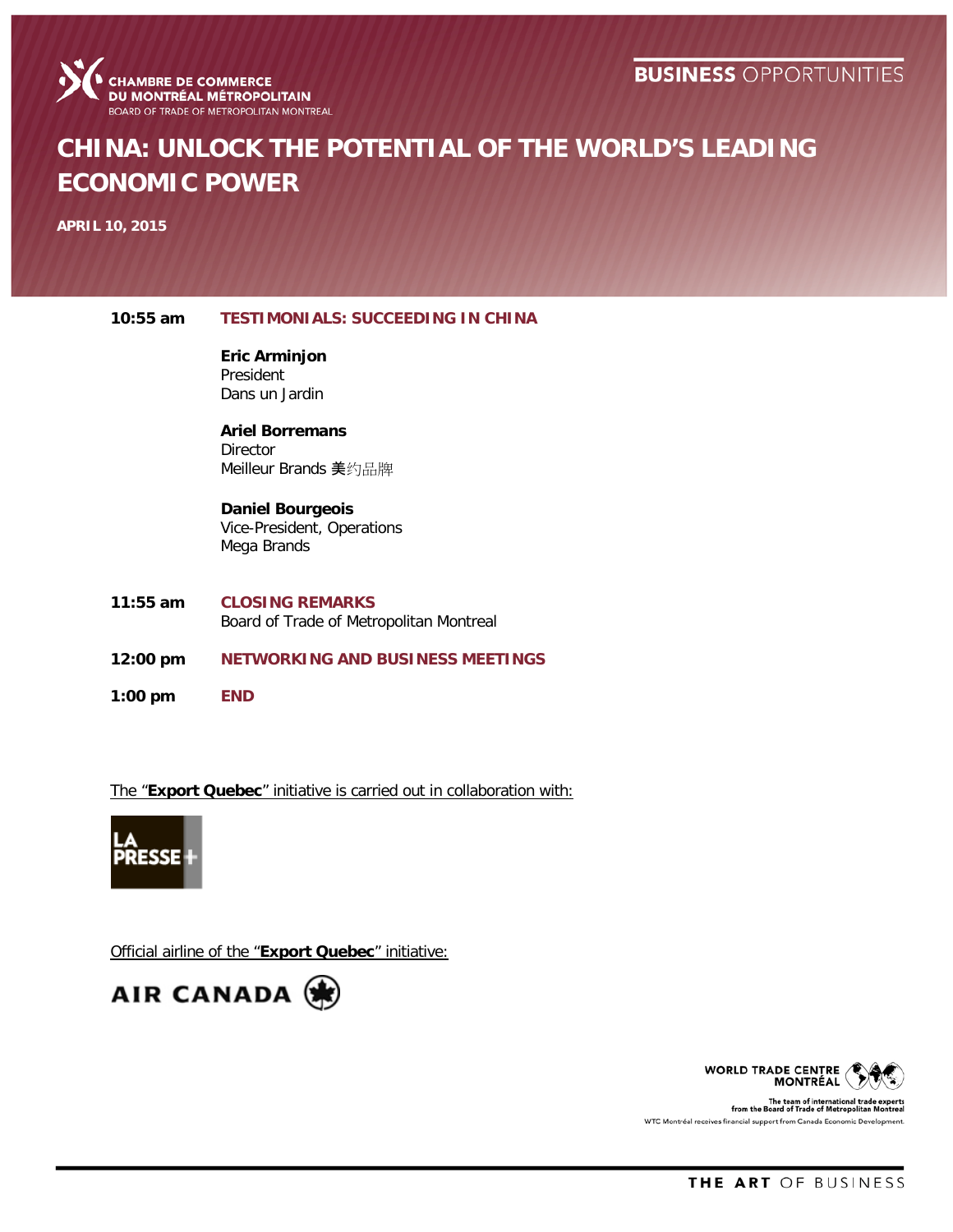CHAMBRE DE COMMERCE DU MONTRÉAL MÉTROPOLITAIN
BOARD OF TRADE OF METROPOLITAN MONTREAL

**BUSINESS** OPPORTUNITIES

# CHINA: UNLOCK THE POTENTIAL OF THE WORLD'S LEADING ECONOMIC POWER

**APRIL 10, 2015**

**10:55 am** **TESTIMONIALS: SUCCEEDING IN CHINA**

**Eric Arminjon**
President
Dans un Jardin

**Ariel Borremans**
Director
Meilleur Brands 美约品牌

**Daniel Bourgeois**
Vice-President, Operations
Mega Brands

**11:55 am** **CLOSING REMARKS**
Board of Trade of Metropolitan Montreal

**12:00 pm** **NETWORKING AND BUSINESS MEETINGS**

**1:00 pm** **END**

The "**Export Quebec**" initiative is carried out in collaboration with:

LA PRESSE+

Official airline of the "**Export Quebec**" initiative:

AIR CANADA

WORLD TRADE CENTRE MONTRÉAL
The team of international trade experts from the Board of Trade of Metropolitan Montreal
WTC Montréal receives financial support from Canada Economic Development.

**THE ART** OF BUSINESS